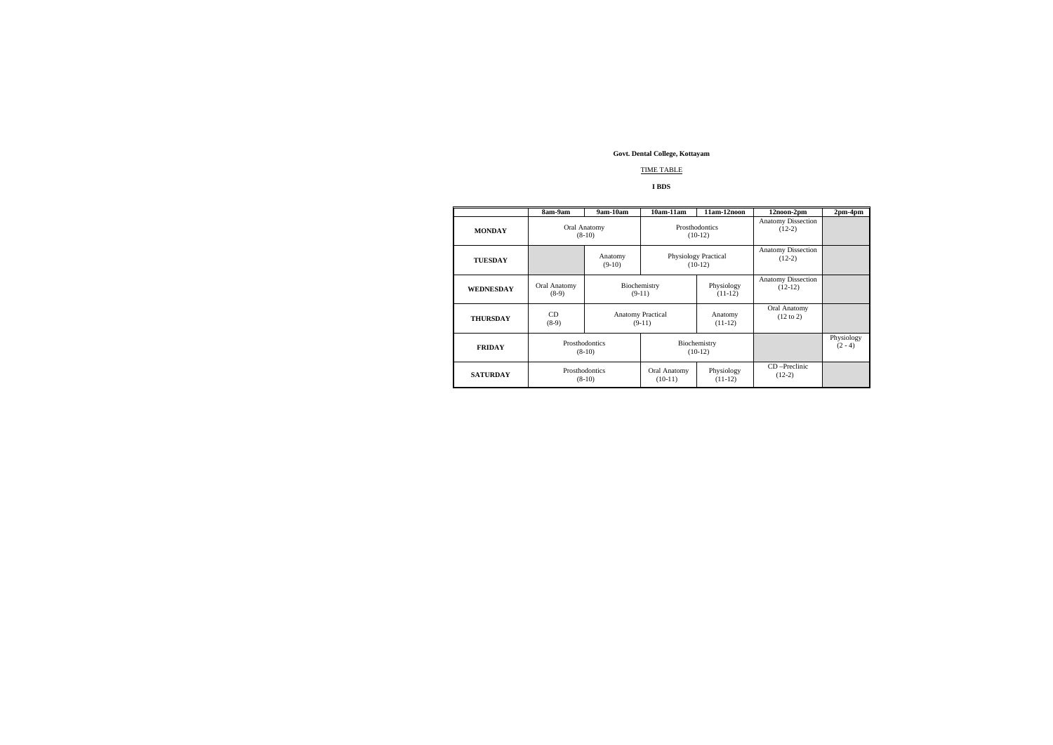**Govt. Dental College, Kottayam**

TIME TABLE

**I BDS**

| | **8am-9am** | **9am-10am** | **10am-11am** | **11am-12noon** | **12noon-2pm** | **2pm-4pm** |
|---|---|---|---|---|---|---|
| **MONDAY** | Oral Anatomy (8-10) | | Prosthodontics (10-12) | | Anatomy Dissection (12-2) | |
| **TUESDAY** | | Anatomy (9-10) | Physiology Practical (10-12) | | Anatomy Dissection (12-2) | |
| **WEDNESDAY** | Oral Anatomy (8-9) | Biochemistry (9-11) | | Physiology (11-12) | Anatomy Dissection (12-12) | |
| **THURSDAY** | CD (8-9) | Anatomy Practical (9-11) | | Anatomy (11-12) | Oral Anatomy (12 to 2) | |
| **FRIDAY** | Prosthodontics (8-10) | | Biochemistry (10-12) | | | Physiology (2 - 4) |
| **SATURDAY** | Prosthodontics (8-10) | | Oral Anatomy (10-11) | Physiology (11-12) | CD –Preclinic (12-2) | |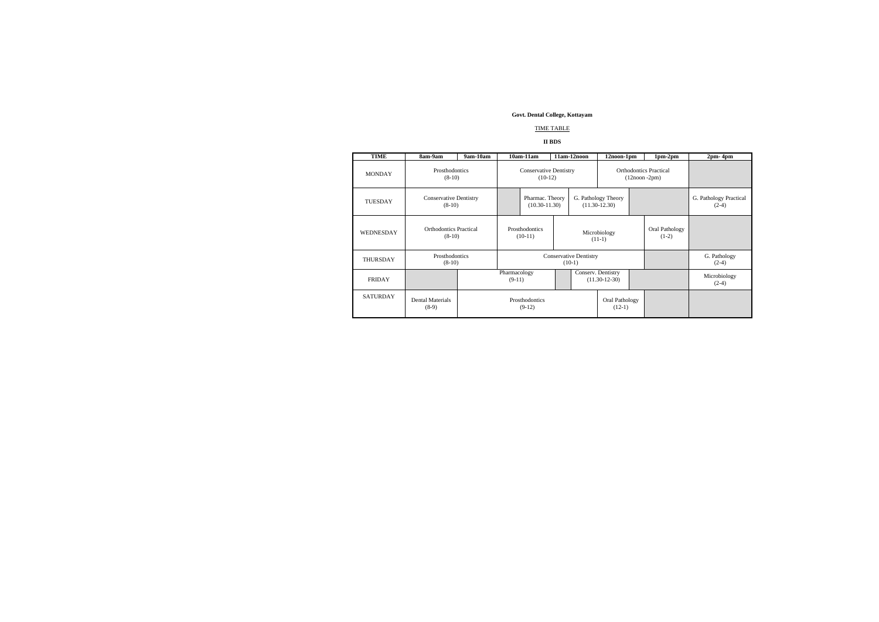**Govt. Dental College, Kottayam**

TIME TABLE

**II BDS**

| TIME | 8am-9am | 9am-10am | 10am-11am | 11am-12noon | 12noon-1pm | 1pm-2pm | 2pm- 4pm |
|---|---|---|---|---|---|---|---|
| MONDAY | Prosthodontics (8-10) | | Conservative Dentistry (10-12) | | Orthodontics Practical (12noon -2pm) | | |
| TUESDAY | Conservative Dentistry (8-10) | | Pharmac. Theory (10.30-11.30) | G. Pathology Theory (11.30-12.30) | | | G. Pathology Practical (2-4) |
| WEDNESDAY | Orthodontics Practical (8-10) | | Prosthodontics (10-11) | Microbiology (11-1) | | Oral Pathology (1-2) | |
| THURSDAY | Prosthodontics (8-10) | | Conservative Dentistry (10-1) | | | | G. Pathology (2-4) |
| FRIDAY | | Pharmacology (9-11) | | Conserv. Dentistry (11.30-12-30) | | | Microbiology (2-4) |
| SATURDAY | Dental Materials (8-9) | Prosthodontics (9-12) | | | Oral Pathology (12-1) | | |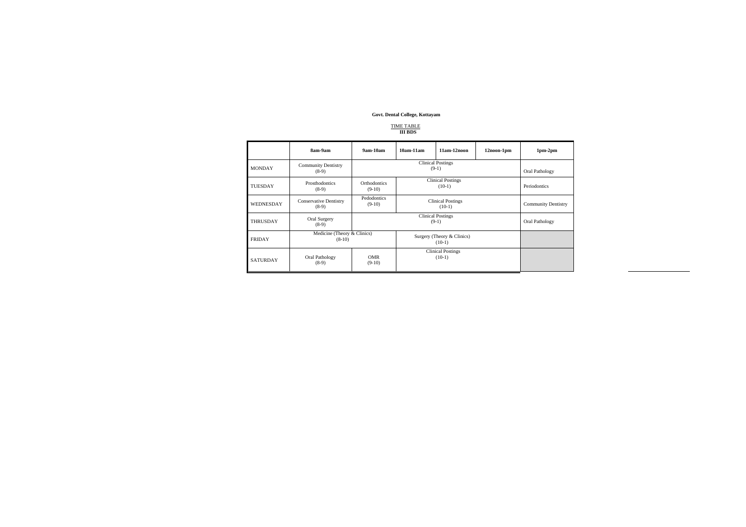**Govt. Dental College, Kottayam**

TIME TABLE
**III BDS**

| | **8am-9am** | **9am-10am** | **10am-11am** | **11am-12noon** | **12noon-1pm** | **1pm-2pm** |
|---|---|---|---|---|---|---|
| MONDAY | Community Dentistry (8-9) | Clinical Postings (9-1) | | | | Oral Pathology |
| TUESDAY | Prosthodontics (8-9) | Orthodontics (9-10) | Clinical Postings (10-1) | | | Periodontics |
| WEDNESDAY | Conservative Dentistry (8-9) | Pedodontics (9-10) | Clinical Postings (10-1) | | | Community Dentistry |
| THRUSDAY | Oral Surgery (8-9) | Clinical Postings (9-1) | | | | Oral Pathology |
| FRIDAY | Medicine (Theory & Clinics) (8-10) | | Surgery (Theory & Clinics) (10-1) | | | |
| SATURDAY | Oral Pathology (8-9) | OMR (9-10) | Clinical Postings (10-1) | | | |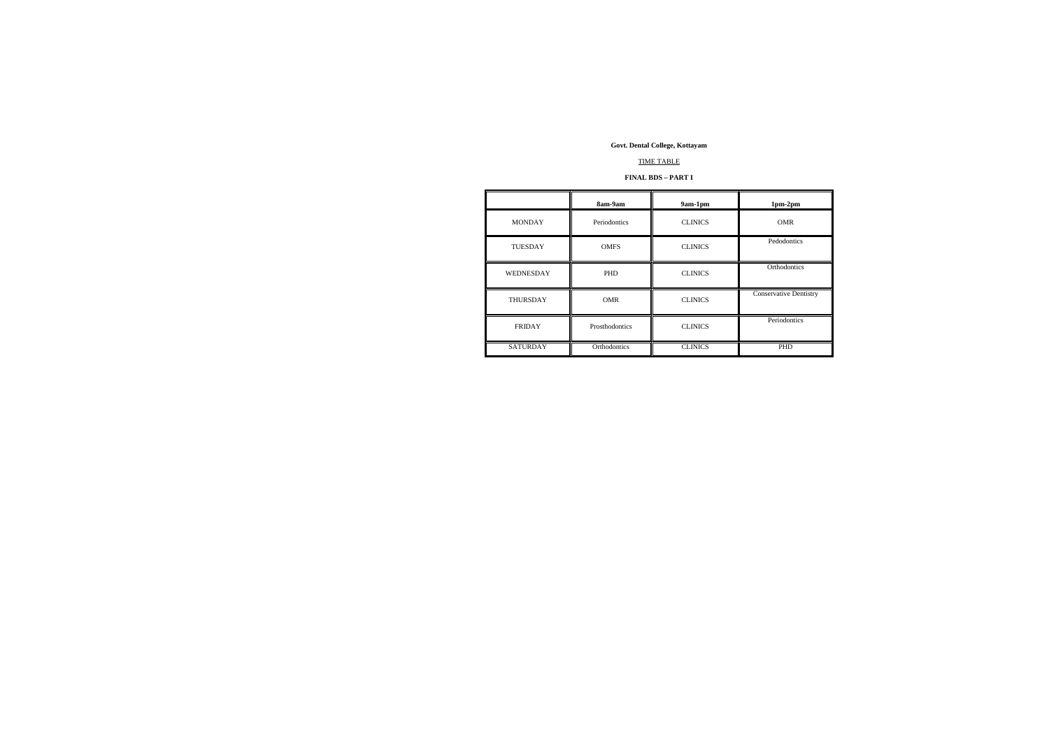**Govt. Dental College, Kottayam**

TIME TABLE

**FINAL BDS – PART I**

| | **8am-9am** | **9am-1pm** | **1pm-2pm** |
|---|---|---|---|
| MONDAY | Periodontics | CLINICS | OMR |
| TUESDAY | OMFS | CLINICS | Pedodontics |
| WEDNESDAY | PHD | CLINICS | Orthodontics |
| THURSDAY | OMR | CLINICS | Conservative Dentistry |
| FRIDAY | Prosthodontics | CLINICS | Periodontics |
| SATURDAY | Orthodontics | CLINICS | PHD |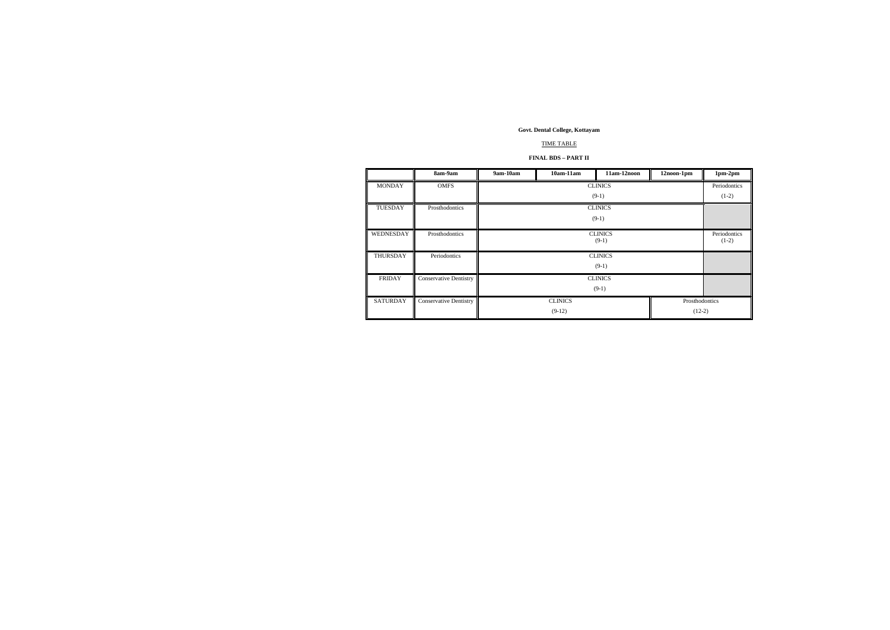**Govt. Dental College, Kottayam**

TIME TABLE

**FINAL BDS – PART II**

| | 8am-9am | 9am-10am | 10am-11am | 11am-12noon | 12noon-1pm | 1pm-2pm |
|---|---|---|---|---|---|---|
| MONDAY | OMFS | CLINICS (9-1) | | | | Periodontics (1-2) |
| TUESDAY | Prosthodontics | CLINICS (9-1) | | | | |
| WEDNESDAY | Prosthodontics | CLINICS (9-1) | | | | Periodontics (1-2) |
| THURSDAY | Periodontics | CLINICS (9-1) | | | | |
| FRIDAY | Conservative Dentistry | CLINICS (9-1) | | | | |
| SATURDAY | Conservative Dentistry | CLINICS (9-12) | | | Prosthodontics (12-2) | |